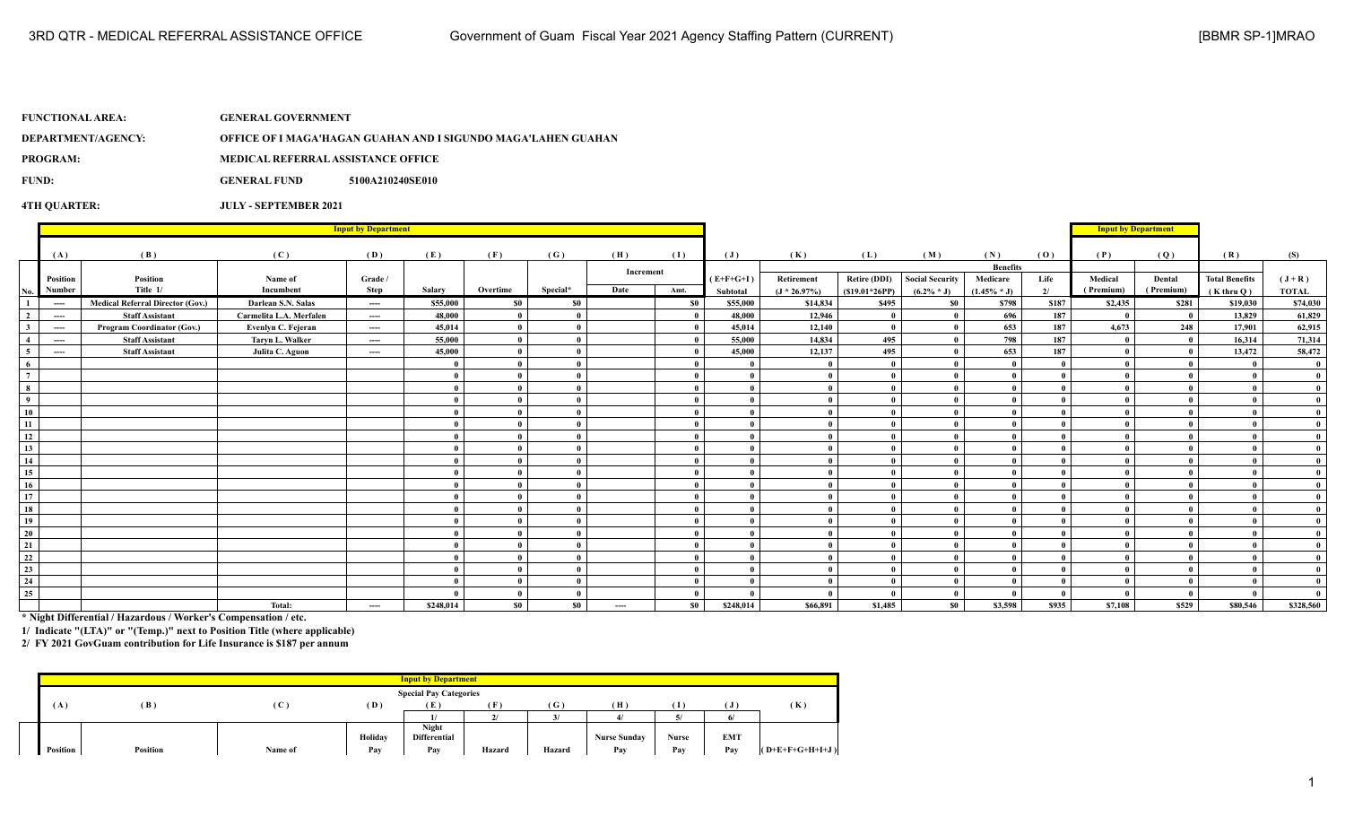3RD QTR - MEDICAL REFERRAL ASSISTANCE OFFICE | Government of Guam Fiscal Year 2021 Agency Staffing Pattern (CURRENT) | [BBMR SP-1]MRAO

**FUNCTIONAL AREA:** GENERAL GOVERNMENT

**DEPARTMENT/AGENCY:** OFFICE OF I MAGA'HAGAN GUAHAN AND I SIGUNDO MAGA'LAHEN GUAHAN

**PROGRAM:** MEDICAL REFERRAL ASSISTANCE OFFICE

**FUND:** GENERAL FUND 5100A210240SE010

**4TH QUARTER:** JULY - SEPTEMBER 2021

| | Input by Department | | | | | | | | | | | | | | | | Input by Department | | | |
|---|---|---|---|---|---|---|---|---|---|---|---|---|---|---|---|---|---|---|---|
| | (A) | (B) | (C) | (D) | (E) | (F) | (G) | (H) | (I) | (J) | (K) | (L) | (M) | (N) | (O) | (P) | (Q) | (R) | (S) |
| | | | | | | | | Increment | | | | | | Benefits | | | | | |
| No. | Position Number | Position Title 1/ | Name of Incumbent | Grade / Step | Salary | Overtime | Special* | Date | Amt. | (E+F+G+I) Subtotal | Retirement (J * 26.97%) | Retire (DDI) ($19.01*26PP) | Social Security (6.2% * J) | Medicare (1.45% * J) | Life 2/ | Medical (Premium) | Dental (Premium) | Total Benefits (K thru Q) | (J + R) TOTAL |
| 1 | ---- | Medical Referral Director (Gov.) | Darlean S.N. Salas | ---- | $55,000 | $0 | $0 | | $0 | $55,000 | $14,834 | $495 | $0 | $798 | $187 | $2,435 | $281 | $19,030 | $74,030 |
| 2 | ---- | Staff Assistant | Carmelita L.A. Merfalen | ---- | 48,000 | 0 | 0 | | 0 | 48,000 | 12,946 | 0 | 0 | 696 | 187 | 0 | 0 | 13,829 | 61,829 |
| 3 | ---- | Program Coordinator (Gov.) | Evenlyn C. Fejeran | ---- | 45,014 | 0 | 0 | | 0 | 45,014 | 12,140 | 0 | 0 | 653 | 187 | 4,673 | 248 | 17,901 | 62,915 |
| 4 | ---- | Staff Assistant | Taryn L. Walker | ---- | 55,000 | 0 | 0 | | 0 | 55,000 | 14,834 | 495 | 0 | 798 | 187 | 0 | 0 | 16,314 | 71,314 |
| 5 | ---- | Staff Assistant | Julita C. Aguon | ---- | 45,000 | 0 | 0 | | 0 | 45,000 | 12,137 | 495 | 0 | 653 | 187 | 0 | 0 | 13,472 | 58,472 |
| 6 | | | | | 0 | 0 | 0 | | 0 | 0 | 0 | 0 | 0 | 0 | 0 | 0 | 0 | 0 | 0 |
| 7 | | | | | 0 | 0 | 0 | | 0 | 0 | 0 | 0 | 0 | 0 | 0 | 0 | 0 | 0 | 0 |
| 8 | | | | | 0 | 0 | 0 | | 0 | 0 | 0 | 0 | 0 | 0 | 0 | 0 | 0 | 0 | 0 |
| 9 | | | | | 0 | 0 | 0 | | 0 | 0 | 0 | 0 | 0 | 0 | 0 | 0 | 0 | 0 | 0 |
| 10 | | | | | 0 | 0 | 0 | | 0 | 0 | 0 | 0 | 0 | 0 | 0 | 0 | 0 | 0 | 0 |
| 11 | | | | | 0 | 0 | 0 | | 0 | 0 | 0 | 0 | 0 | 0 | 0 | 0 | 0 | 0 | 0 |
| 12 | | | | | 0 | 0 | 0 | | 0 | 0 | 0 | 0 | 0 | 0 | 0 | 0 | 0 | 0 | 0 |
| 13 | | | | | 0 | 0 | 0 | | 0 | 0 | 0 | 0 | 0 | 0 | 0 | 0 | 0 | 0 | 0 |
| 14 | | | | | 0 | 0 | 0 | | 0 | 0 | 0 | 0 | 0 | 0 | 0 | 0 | 0 | 0 | 0 |
| 15 | | | | | 0 | 0 | 0 | | 0 | 0 | 0 | 0 | 0 | 0 | 0 | 0 | 0 | 0 | 0 |
| 16 | | | | | 0 | 0 | 0 | | 0 | 0 | 0 | 0 | 0 | 0 | 0 | 0 | 0 | 0 | 0 |
| 17 | | | | | 0 | 0 | 0 | | 0 | 0 | 0 | 0 | 0 | 0 | 0 | 0 | 0 | 0 | 0 |
| 18 | | | | | 0 | 0 | 0 | | 0 | 0 | 0 | 0 | 0 | 0 | 0 | 0 | 0 | 0 | 0 |
| 19 | | | | | 0 | 0 | 0 | | 0 | 0 | 0 | 0 | 0 | 0 | 0 | 0 | 0 | 0 | 0 |
| 20 | | | | | 0 | 0 | 0 | | 0 | 0 | 0 | 0 | 0 | 0 | 0 | 0 | 0 | 0 | 0 |
| 21 | | | | | 0 | 0 | 0 | | 0 | 0 | 0 | 0 | 0 | 0 | 0 | 0 | 0 | 0 | 0 |
| 22 | | | | | 0 | 0 | 0 | | 0 | 0 | 0 | 0 | 0 | 0 | 0 | 0 | 0 | 0 | 0 |
| 23 | | | | | 0 | 0 | 0 | | 0 | 0 | 0 | 0 | 0 | 0 | 0 | 0 | 0 | 0 | 0 |
| 24 | | | | | 0 | 0 | 0 | | 0 | 0 | 0 | 0 | 0 | 0 | 0 | 0 | 0 | 0 | 0 |
| 25 | | | | | 0 | 0 | 0 | | 0 | 0 | 0 | 0 | 0 | 0 | 0 | 0 | 0 | 0 | 0 |
| | | | Total: | ---- | $248,014 | $0 | $0 | ---- | $0 | $248,014 | $66,891 | $1,485 | $0 | $3,598 | $935 | $7,108 | $529 | $80,546 | $328,560 |

**\* Night Differential / Hazardous / Worker's Compensation / etc.**

**1/ Indicate "(LTA)" or "(Temp.)" next to Position Title (where applicable)**

**2/ FY 2021 GovGuam contribution for Life Insurance is $187 per annum**

| Input by Department | | | | | | | | | | |
|---|---|---|---|---|---|---|---|---|---|---|
| Special Pay Categories | | | | | | | | | | |
| (A) | (B) | (C) | (D) | (E) | (F) | (G) | (H) | (I) | (J) | (K) |
| | | | | 1/ | 2/ | 3/ | 4/ | 5/ | 6/ | |
| Position | Position | Name of | Holiday Pay | Night Differential Pay | Hazard | Hazard | Nurse Sunday Pay | Nurse Pay | EMT Pay | (D+E+F+G+H+I+J) |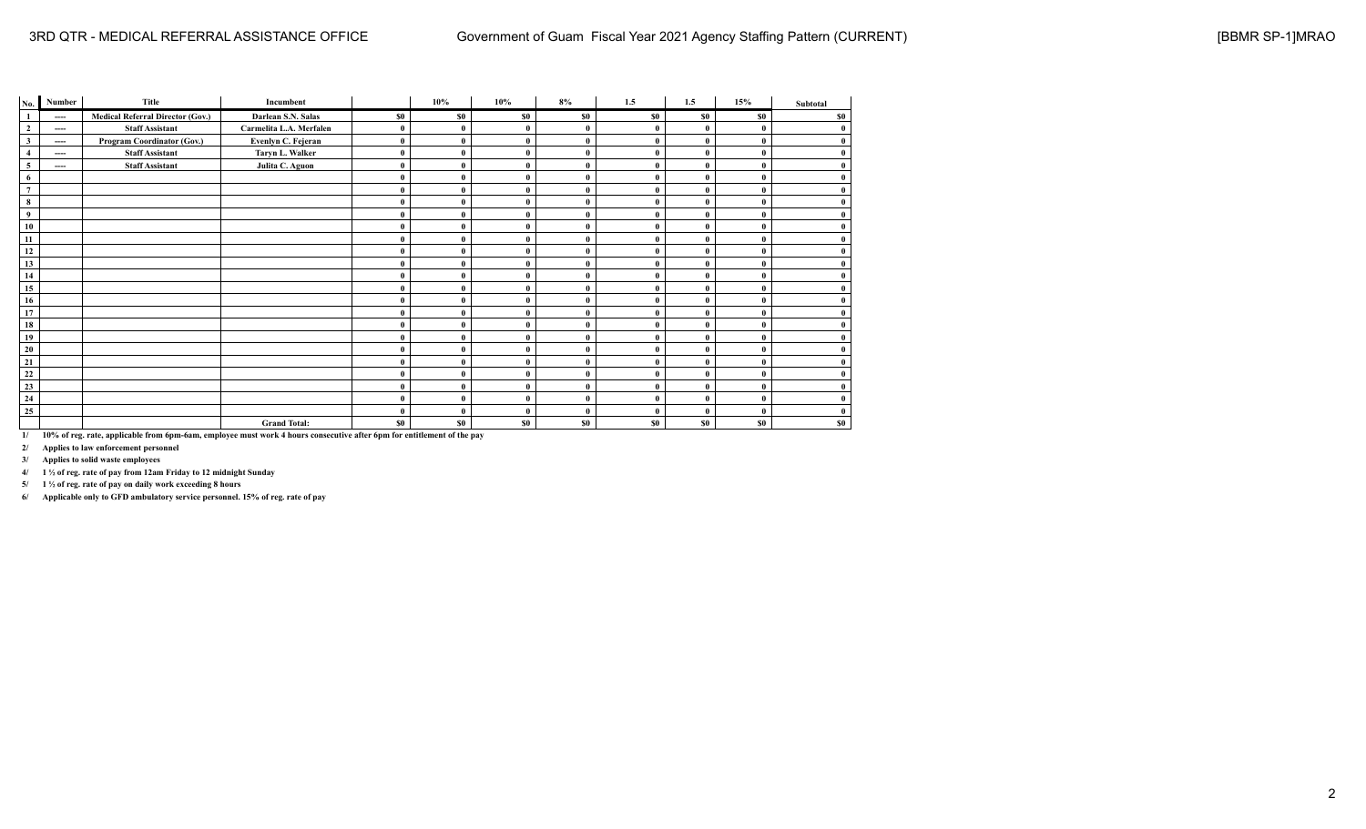3RD QTR - MEDICAL REFERRAL ASSISTANCE OFFICE — Government of Guam Fiscal Year 2021 Agency Staffing Pattern (CURRENT) — [BBMR SP-1]MRAO

| No. | Number | Title | Incumbent | | 10% | 10% | 8% | 1.5 | 1.5 | 15% | Subtotal |
|---|---|---|---|---|---|---|---|---|---|---|---|
| 1 | ---- | Medical Referral Director (Gov.) | Darlean S.N. Salas | $0 | $0 | $0 | $0 | $0 | $0 | $0 | $0 |
| 2 | ---- | Staff Assistant | Carmelita L.A. Merfalen | 0 | 0 | 0 | 0 | 0 | 0 | 0 | 0 |
| 3 | ---- | Program Coordinator (Gov.) | Evenlyn C. Fejeran | 0 | 0 | 0 | 0 | 0 | 0 | 0 | 0 |
| 4 | ---- | Staff Assistant | Taryn L. Walker | 0 | 0 | 0 | 0 | 0 | 0 | 0 | 0 |
| 5 | ---- | Staff Assistant | Julita C. Aguon | 0 | 0 | 0 | 0 | 0 | 0 | 0 | 0 |
| 6 | | | | 0 | 0 | 0 | 0 | 0 | 0 | 0 | 0 |
| 7 | | | | 0 | 0 | 0 | 0 | 0 | 0 | 0 | 0 |
| 8 | | | | 0 | 0 | 0 | 0 | 0 | 0 | 0 | 0 |
| 9 | | | | 0 | 0 | 0 | 0 | 0 | 0 | 0 | 0 |
| 10 | | | | 0 | 0 | 0 | 0 | 0 | 0 | 0 | 0 |
| 11 | | | | 0 | 0 | 0 | 0 | 0 | 0 | 0 | 0 |
| 12 | | | | 0 | 0 | 0 | 0 | 0 | 0 | 0 | 0 |
| 13 | | | | 0 | 0 | 0 | 0 | 0 | 0 | 0 | 0 |
| 14 | | | | 0 | 0 | 0 | 0 | 0 | 0 | 0 | 0 |
| 15 | | | | 0 | 0 | 0 | 0 | 0 | 0 | 0 | 0 |
| 16 | | | | 0 | 0 | 0 | 0 | 0 | 0 | 0 | 0 |
| 17 | | | | 0 | 0 | 0 | 0 | 0 | 0 | 0 | 0 |
| 18 | | | | 0 | 0 | 0 | 0 | 0 | 0 | 0 | 0 |
| 19 | | | | 0 | 0 | 0 | 0 | 0 | 0 | 0 | 0 |
| 20 | | | | 0 | 0 | 0 | 0 | 0 | 0 | 0 | 0 |
| 21 | | | | 0 | 0 | 0 | 0 | 0 | 0 | 0 | 0 |
| 22 | | | | 0 | 0 | 0 | 0 | 0 | 0 | 0 | 0 |
| 23 | | | | 0 | 0 | 0 | 0 | 0 | 0 | 0 | 0 |
| 24 | | | | 0 | 0 | 0 | 0 | 0 | 0 | 0 | 0 |
| 25 | | | | 0 | 0 | 0 | 0 | 0 | 0 | 0 | 0 |
| | | | Grand Total: | $0 | $0 | $0 | $0 | $0 | $0 | $0 | $0 |

1/ 10% of reg. rate, applicable from 6pm-6am, employee must work 4 hours consecutive after 6pm for entitlement of the pay

2/ Applies to law enforcement personnel

3/ Applies to solid waste employees

4/ 1 ½ of reg. rate of pay from 12am Friday to 12 midnight Sunday

5/ 1 ½ of reg. rate of pay on daily work exceeding 8 hours

6/ Applicable only to GFD ambulatory service personnel. 15% of reg. rate of pay